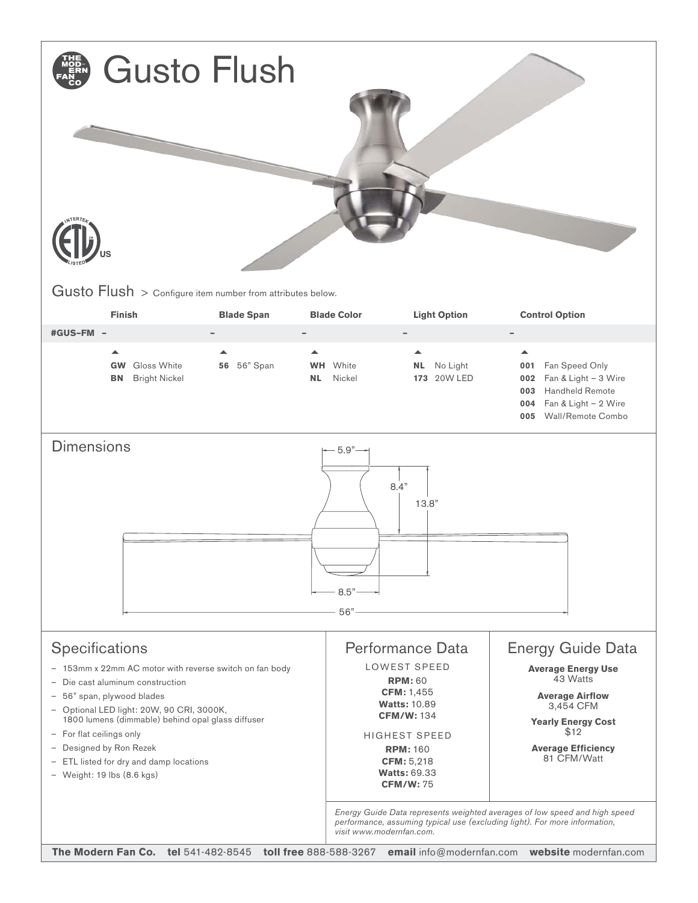# Gusto Flush

## Gusto Flush > Configure item number from attributes below.

| | Finish | Blade Span | Blade Color | Light Option | Control Option |
|---|---|---|---|---|---|
| #GUS–FM | – | – | – | – | – |
| | **GW** Gloss White | **56** 56" Span | **WH** White | **NL** No Light | **001** Fan Speed Only |
| | **BN** Bright Nickel | | **NL** Nickel | **173** 20W LED | **002** Fan & Light – 3 Wire |
| | | | | | **003** Handheld Remote |
| | | | | | **004** Fan & Light – 2 Wire |
| | | | | | **005** Wall/Remote Combo |

## Dimensions

5.9"

8.4"

13.8"

8.5"

56"

## Specifications

- 153mm x 22mm AC motor with reverse switch on fan body
- Die cast aluminum construction
- 56" span, plywood blades
- Optional LED light: 20W, 90 CRI, 3000K, 1800 lumens (dimmable) behind opal glass diffuser
- For flat ceilings only
- Designed by Ron Rezek
- ETL listed for dry and damp locations
- Weight: 19 lbs (8.6 kgs)

## Performance Data

LOWEST SPEED

**RPM:** 60
**CFM:** 1,455
**Watts:** 10.89
**CFM/W:** 134

HIGHEST SPEED

**RPM:** 160
**CFM:** 5,218
**Watts:** 69.33
**CFM/W:** 75

## Energy Guide Data

**Average Energy Use**
43 Watts

**Average Airflow**
3,454 CFM

**Yearly Energy Cost**
$12

**Average Efficiency**
81 CFM/Watt

*Energy Guide Data represents weighted averages of low speed and high speed performance, assuming typical use (excluding light). For more information, visit www.modernfan.com.*

**The Modern Fan Co.** **tel** 541-482-8545 **toll free** 888-588-3267 **email** info@modernfan.com **website** modernfan.com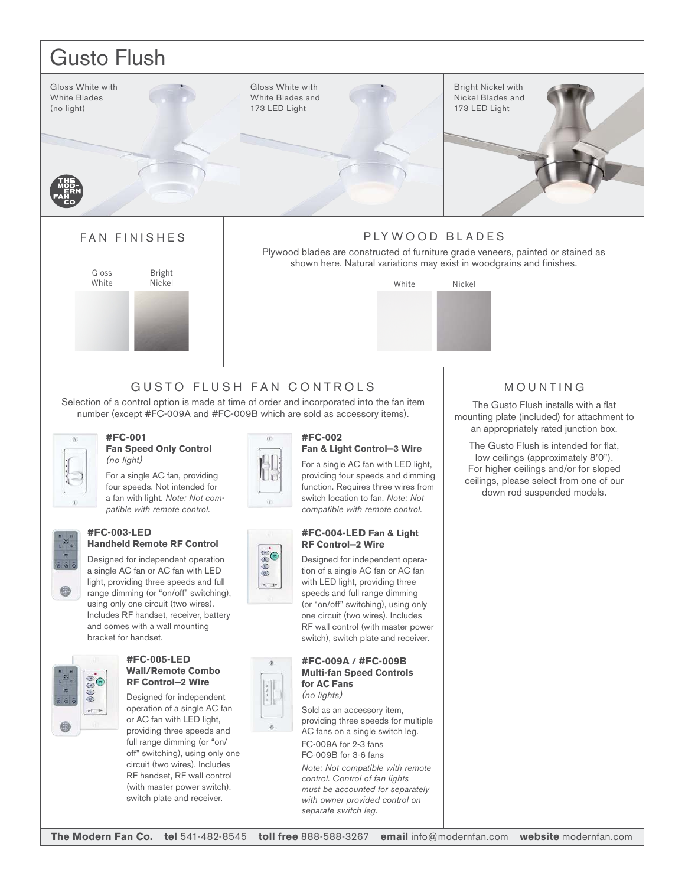# Gusto Flush

Gloss White with White Blades (no light)

Gloss White with White Blades and 173 LED Light

Bright Nickel with Nickel Blades and 173 LED Light

## FAN FINISHES

Gloss White

Bright Nickel

## PLYWOOD BLADES

Plywood blades are constructed of furniture grade veneers, painted or stained as shown here. Natural variations may exist in woodgrains and finishes.

White

Nickel

## GUSTO FLUSH FAN CONTROLS

Selection of a control option is made at time of order and incorporated into the fan item number (except #FC-009A and #FC-009B which are sold as accessory items).

**#FC-001**
**Fan Speed Only Control**
*(no light)*

For a single AC fan, providing four speeds. Not intended for a fan with light. *Note: Not compatible with remote control.*

**#FC-002**
**Fan & Light Control–3 Wire**

For a single AC fan with LED light, providing four speeds and dimming function. Requires three wires from switch location to fan. *Note: Not compatible with remote control.*

**#FC-003-LED**
**Handheld Remote RF Control**

Designed for independent operation a single AC fan or AC fan with LED light, providing three speeds and full range dimming (or "on/off" switching), using only one circuit (two wires). Includes RF handset, receiver, battery and comes with a wall mounting bracket for handset.

**#FC-004-LED Fan & Light RF Control–2 Wire**

Designed for independent operation of a single AC fan or AC fan with LED light, providing three speeds and full range dimming (or "on/off" switching), using only one circuit (two wires). Includes RF wall control (with master power switch), switch plate and receiver.

**#FC-005-LED**
**Wall/Remote Combo RF Control–2 Wire**

Designed for independent operation of a single AC fan or AC fan with LED light, providing three speeds and full range dimming (or "on/off" switching), using only one circuit (two wires). Includes RF handset, RF wall control (with master power switch), switch plate and receiver.

**#FC-009A / #FC-009B**
**Multi-fan Speed Controls for AC Fans**
*(no lights)*

Sold as an accessory item, providing three speeds for multiple AC fans on a single switch leg.

FC-009A for 2-3 fans
FC-009B for 3-6 fans

*Note: Not compatible with remote control. Control of fan lights must be accounted for separately with owner provided control on separate switch leg.*

## MOUNTING

The Gusto Flush installs with a flat mounting plate (included) for attachment to an appropriately rated junction box.

The Gusto Flush is intended for flat, low ceilings (approximately 8'0"). For higher ceilings and/or for sloped ceilings, please select from one of our down rod suspended models.

**The Modern Fan Co.** **tel** 541-482-8545 **toll free** 888-588-3267 **email** info@modernfan.com **website** modernfan.com